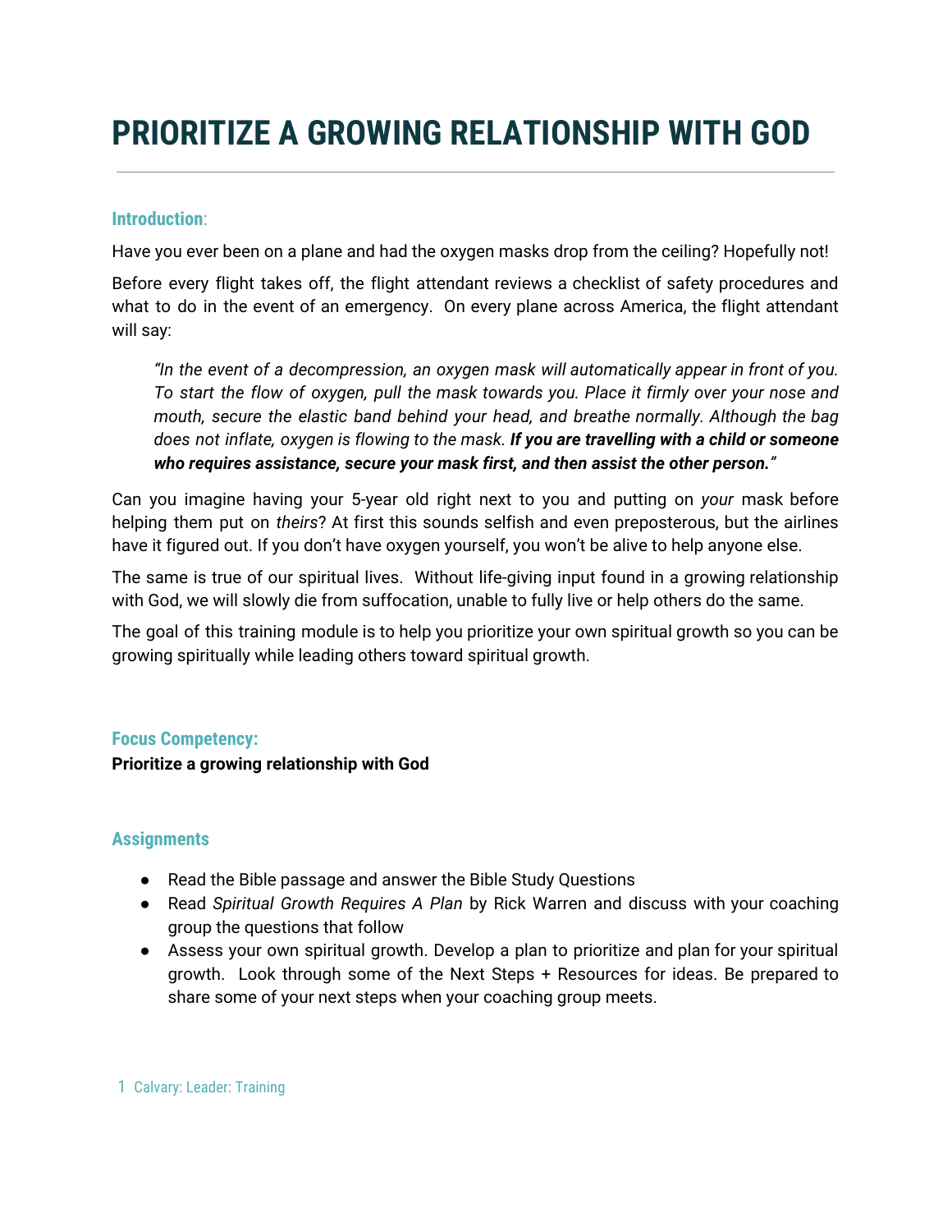# PRIORITIZE A GROWING RELATIONSHIP WITH GOD

---

### Introduction:

Have you ever been on a plane and had the oxygen masks drop from the ceiling? Hopefully not!

Before every flight takes off, the flight attendant reviews a checklist of safety procedures and what to do in the event of an emergency. On every plane across America, the flight attendant will say:

> *"In the event of a decompression, an oxygen mask will automatically appear in front of you. To start the flow of oxygen, pull the mask towards you. Place it firmly over your nose and mouth, secure the elastic band behind your head, and breathe normally. Although the bag does not inflate, oxygen is flowing to the mask.* ***If you are travelling with a child or someone who requires assistance, secure your mask first, and then assist the other person."***

Can you imagine having your 5-year old right next to you and putting on *your* mask before helping them put on *theirs*? At first this sounds selfish and even preposterous, but the airlines have it figured out. If you don't have oxygen yourself, you won't be alive to help anyone else.

The same is true of our spiritual lives. Without life-giving input found in a growing relationship with God, we will slowly die from suffocation, unable to fully live or help others do the same.

The goal of this training module is to help you prioritize your own spiritual growth so you can be growing spiritually while leading others toward spiritual growth.

### Focus Competency:

**Prioritize a growing relationship with God**

### Assignments

- Read the Bible passage and answer the Bible Study Questions
- Read *Spiritual Growth Requires A Plan* by Rick Warren and discuss with your coaching group the questions that follow
- Assess your own spiritual growth. Develop a plan to prioritize and plan for your spiritual growth. Look through some of the Next Steps + Resources for ideas. Be prepared to share some of your next steps when your coaching group meets.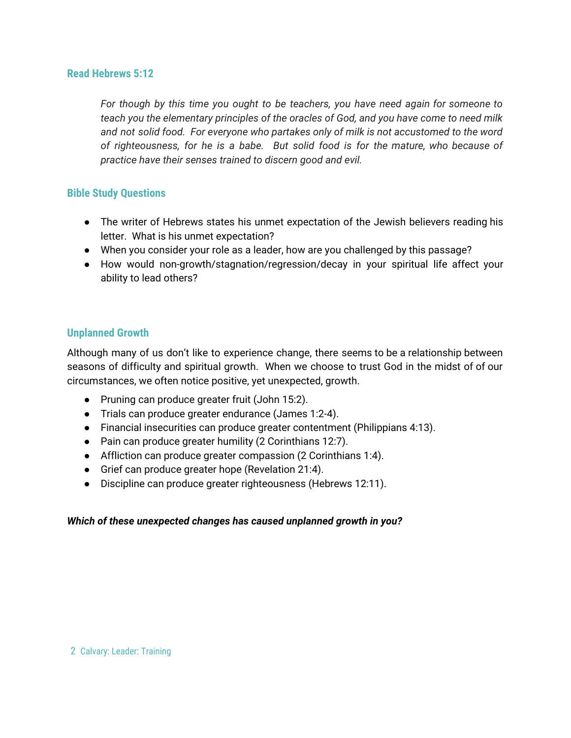### Read Hebrews 5:12

> *For though by this time you ought to be teachers, you have need again for someone to teach you the elementary principles of the oracles of God, and you have come to need milk and not solid food. For everyone who partakes only of milk is not accustomed to the word of righteousness, for he is a babe. But solid food is for the mature, who because of practice have their senses trained to discern good and evil.*

### Bible Study Questions

- The writer of Hebrews states his unmet expectation of the Jewish believers reading his letter. What is his unmet expectation?
- When you consider your role as a leader, how are you challenged by this passage?
- How would non-growth/stagnation/regression/decay in your spiritual life affect your ability to lead others?

### Unplanned Growth

Although many of us don't like to experience change, there seems to be a relationship between seasons of difficulty and spiritual growth. When we choose to trust God in the midst of of our circumstances, we often notice positive, yet unexpected, growth.

- Pruning can produce greater fruit (John 15:2).
- Trials can produce greater endurance (James 1:2-4).
- Financial insecurities can produce greater contentment (Philippians 4:13).
- Pain can produce greater humility (2 Corinthians 12:7).
- Affliction can produce greater compassion (2 Corinthians 1:4).
- Grief can produce greater hope (Revelation 21:4).
- Discipline can produce greater righteousness (Hebrews 12:11).

***Which of these unexpected changes has caused unplanned growth in you?***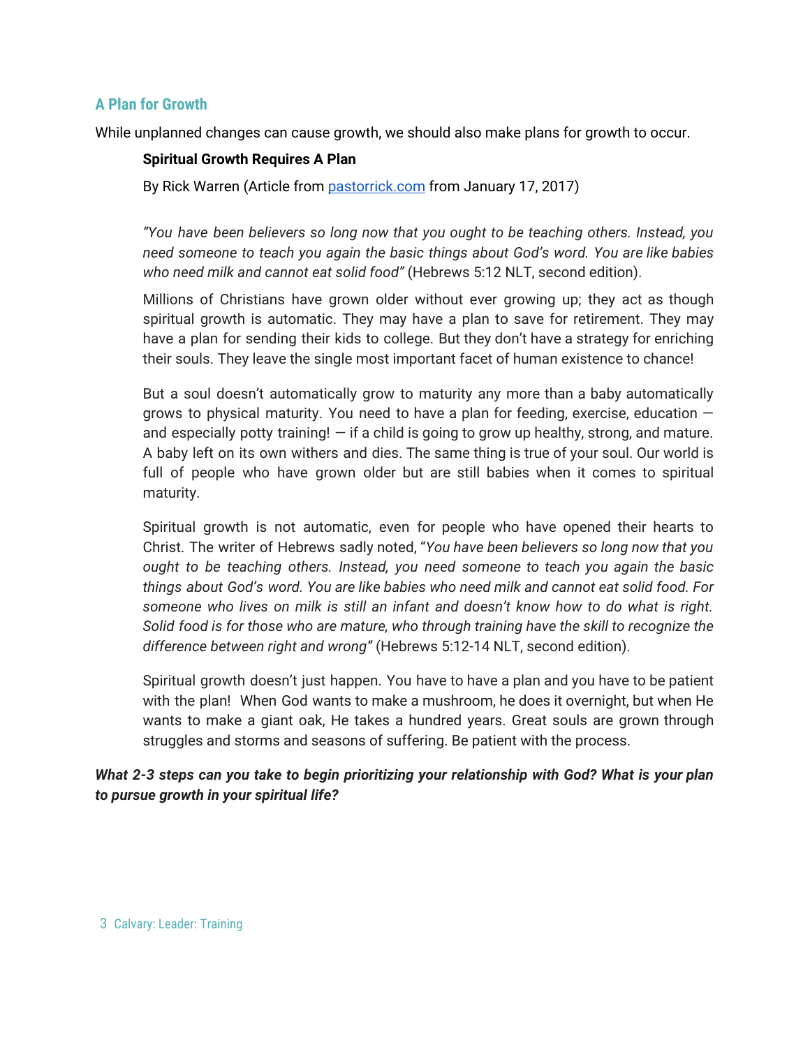## A Plan for Growth

While unplanned changes can cause growth, we should also make plans for growth to occur.

> **Spiritual Growth Requires A Plan**
>
> By Rick Warren (Article from [pastorrick.com](pastorrick.com) from January 17, 2017)
>
> *"You have been believers so long now that you ought to be teaching others. Instead, you need someone to teach you again the basic things about God's word. You are like babies who need milk and cannot eat solid food"* (Hebrews 5:12 NLT, second edition).
>
> Millions of Christians have grown older without ever growing up; they act as though spiritual growth is automatic. They may have a plan to save for retirement. They may have a plan for sending their kids to college. But they don't have a strategy for enriching their souls. They leave the single most important facet of human existence to chance!
>
> But a soul doesn't automatically grow to maturity any more than a baby automatically grows to physical maturity. You need to have a plan for feeding, exercise, education — and especially potty training! — if a child is going to grow up healthy, strong, and mature. A baby left on its own withers and dies. The same thing is true of your soul. Our world is full of people who have grown older but are still babies when it comes to spiritual maturity.
>
> Spiritual growth is not automatic, even for people who have opened their hearts to Christ. The writer of Hebrews sadly noted, "*You have been believers so long now that you ought to be teaching others. Instead, you need someone to teach you again the basic things about God's word. You are like babies who need milk and cannot eat solid food. For someone who lives on milk is still an infant and doesn't know how to do what is right. Solid food is for those who are mature, who through training have the skill to recognize the difference between right and wrong"* (Hebrews 5:12-14 NLT, second edition).
>
> Spiritual growth doesn't just happen. You have to have a plan and you have to be patient with the plan! When God wants to make a mushroom, he does it overnight, but when He wants to make a giant oak, He takes a hundred years. Great souls are grown through struggles and storms and seasons of suffering. Be patient with the process.

***What 2-3 steps can you take to begin prioritizing your relationship with God? What is your plan to pursue growth in your spiritual life?***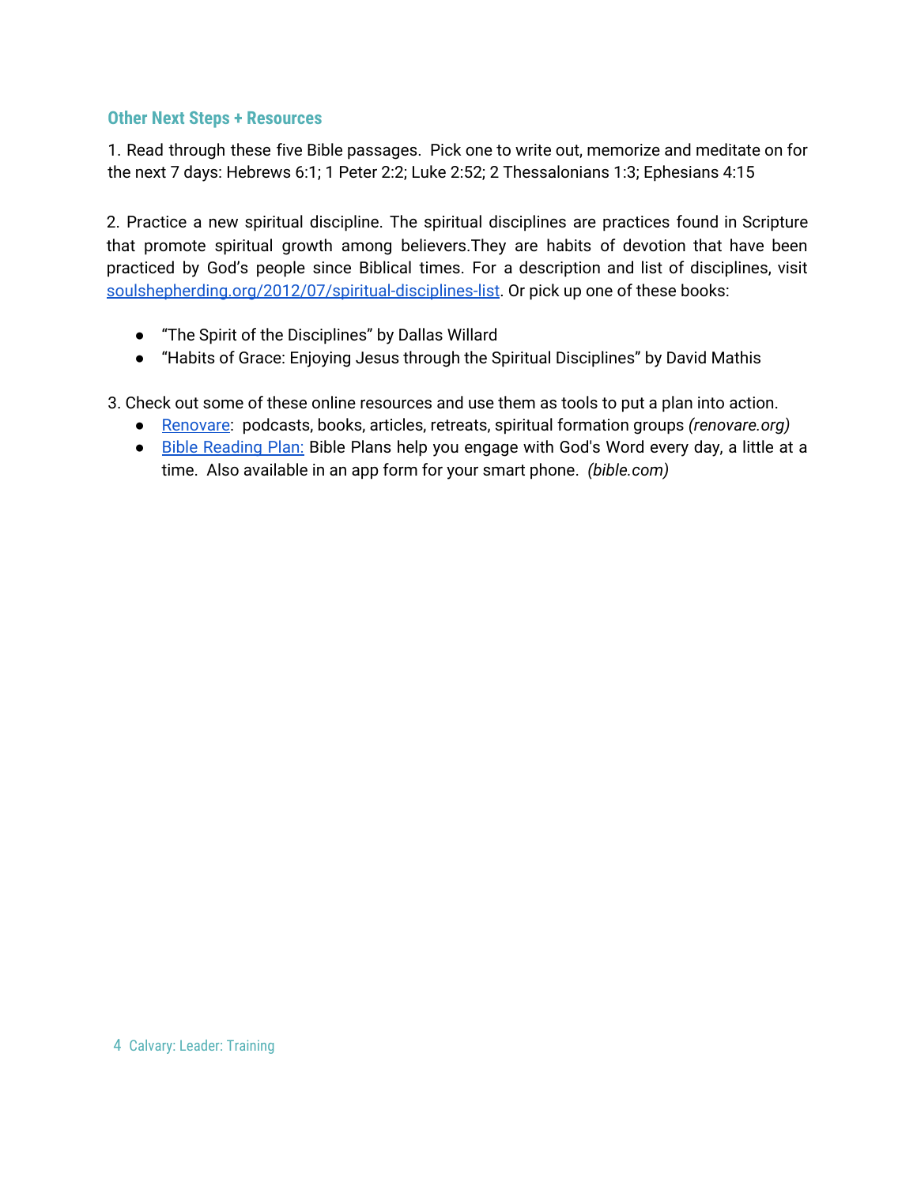### Other Next Steps + Resources

1. Read through these five Bible passages. Pick one to write out, memorize and meditate on for the next 7 days: Hebrews 6:1; 1 Peter 2:2; Luke 2:52; 2 Thessalonians 1:3; Ephesians 4:15

2. Practice a new spiritual discipline. The spiritual disciplines are practices found in Scripture that promote spiritual growth among believers.They are habits of devotion that have been practiced by God's people since Biblical times. For a description and list of disciplines, visit [soulshepherding.org/2012/07/spiritual-disciplines-list](soulshepherding.org/2012/07/spiritual-disciplines-list). Or pick up one of these books:

- "The Spirit of the Disciplines" by Dallas Willard
- "Habits of Grace: Enjoying Jesus through the Spiritual Disciplines" by David Mathis

3. Check out some of these online resources and use them as tools to put a plan into action.

- [Renovare](renovare.org): podcasts, books, articles, retreats, spiritual formation groups *(renovare.org)*
- [Bible Reading Plan:](bible.com) Bible Plans help you engage with God's Word every day, a little at a time. Also available in an app form for your smart phone. *(bible.com)*